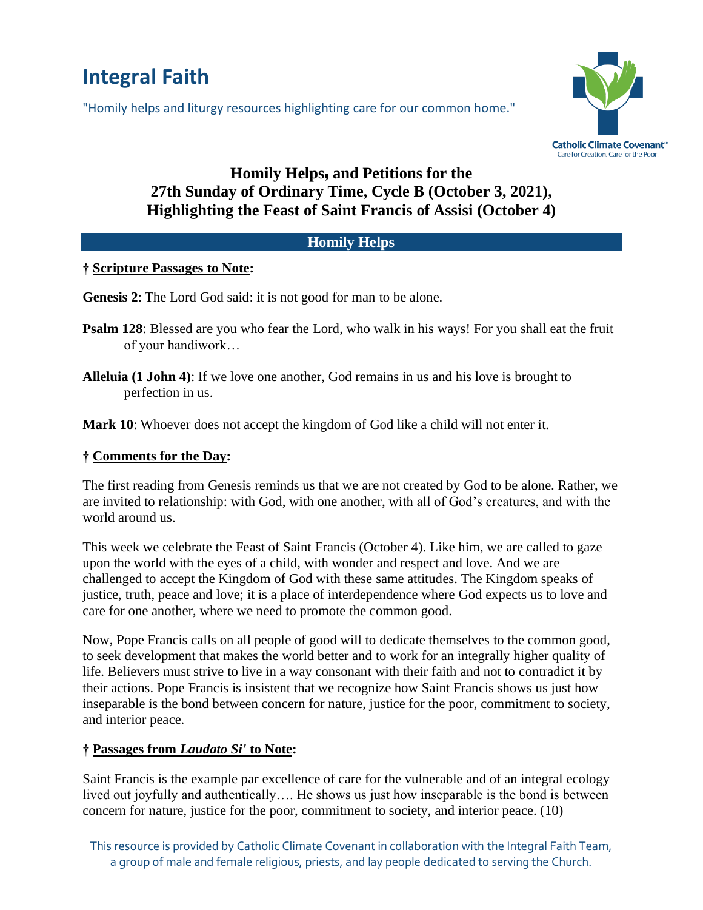# Integral Faith

"Homily helps and liturgy resources highlighting care for our common home."

Catholic Climate Covenant
Care for Creation. Care for the Poor.

## Homily Helps, and Petitions for the 27th Sunday of Ordinary Time, Cycle B (October 3, 2021), Highlighting the Feast of Saint Francis of Assisi (October 4)

### Homily Helps

**† Scripture Passages to Note:**

**Genesis 2**: The Lord God said: it is not good for man to be alone.

**Psalm 128**: Blessed are you who fear the Lord, who walk in his ways! For you shall eat the fruit of your handiwork…

**Alleluia (1 John 4)**: If we love one another, God remains in us and his love is brought to perfection in us.

**Mark 10**: Whoever does not accept the kingdom of God like a child will not enter it.

**† Comments for the Day:**

The first reading from Genesis reminds us that we are not created by God to be alone. Rather, we are invited to relationship: with God, with one another, with all of God's creatures, and with the world around us.

This week we celebrate the Feast of Saint Francis (October 4). Like him, we are called to gaze upon the world with the eyes of a child, with wonder and respect and love. And we are challenged to accept the Kingdom of God with these same attitudes. The Kingdom speaks of justice, truth, peace and love; it is a place of interdependence where God expects us to love and care for one another, where we need to promote the common good.

Now, Pope Francis calls on all people of good will to dedicate themselves to the common good, to seek development that makes the world better and to work for an integrally higher quality of life. Believers must strive to live in a way consonant with their faith and not to contradict it by their actions. Pope Francis is insistent that we recognize how Saint Francis shows us just how inseparable is the bond between concern for nature, justice for the poor, commitment to society, and interior peace.

**† Passages from *Laudato Si'* to Note:**

Saint Francis is the example par excellence of care for the vulnerable and of an integral ecology lived out joyfully and authentically…. He shows us just how inseparable is the bond is between concern for nature, justice for the poor, commitment to society, and interior peace. (10)

This resource is provided by Catholic Climate Covenant in collaboration with the Integral Faith Team, a group of male and female religious, priests, and lay people dedicated to serving the Church.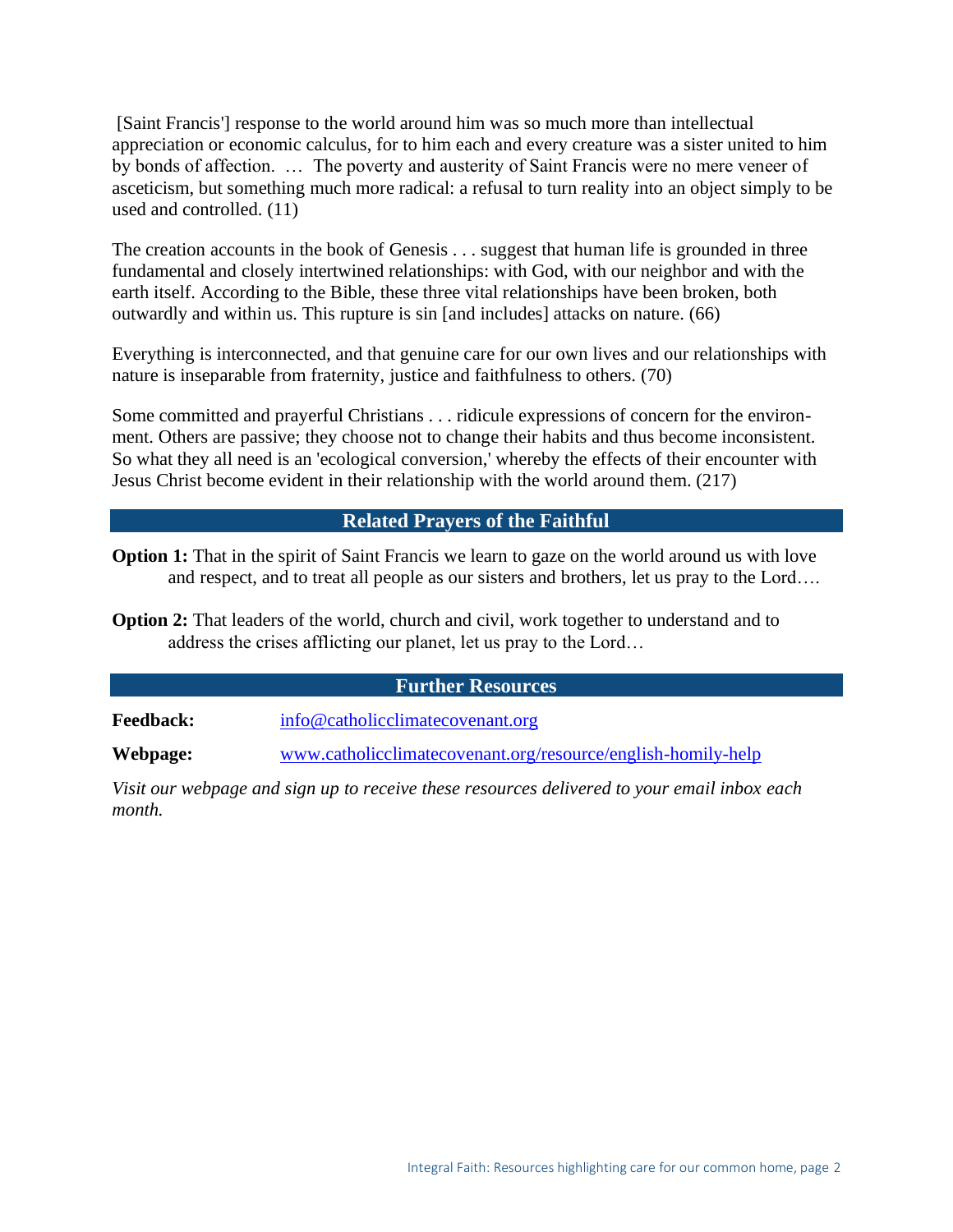[Saint Francis'] response to the world around him was so much more than intellectual appreciation or economic calculus, for to him each and every creature was a sister united to him by bonds of affection. … The poverty and austerity of Saint Francis were no mere veneer of asceticism, but something much more radical: a refusal to turn reality into an object simply to be used and controlled. (11)

The creation accounts in the book of Genesis . . . suggest that human life is grounded in three fundamental and closely intertwined relationships: with God, with our neighbor and with the earth itself. According to the Bible, these three vital relationships have been broken, both outwardly and within us. This rupture is sin [and includes] attacks on nature. (66)

Everything is interconnected, and that genuine care for our own lives and our relationships with nature is inseparable from fraternity, justice and faithfulness to others. (70)

Some committed and prayerful Christians . . . ridicule expressions of concern for the environment. Others are passive; they choose not to change their habits and thus become inconsistent. So what they all need is an 'ecological conversion,' whereby the effects of their encounter with Jesus Christ become evident in their relationship with the world around them. (217)

## Related Prayers of the Faithful

**Option 1:** That in the spirit of Saint Francis we learn to gaze on the world around us with love and respect, and to treat all people as our sisters and brothers, let us pray to the Lord….

**Option 2:** That leaders of the world, church and civil, work together to understand and to address the crises afflicting our planet, let us pray to the Lord…

## Further Resources

**Feedback:** info@catholicclimatecovenant.org

**Webpage:** www.catholicclimatecovenant.org/resource/english-homily-help

*Visit our webpage and sign up to receive these resources delivered to your email inbox each month.*